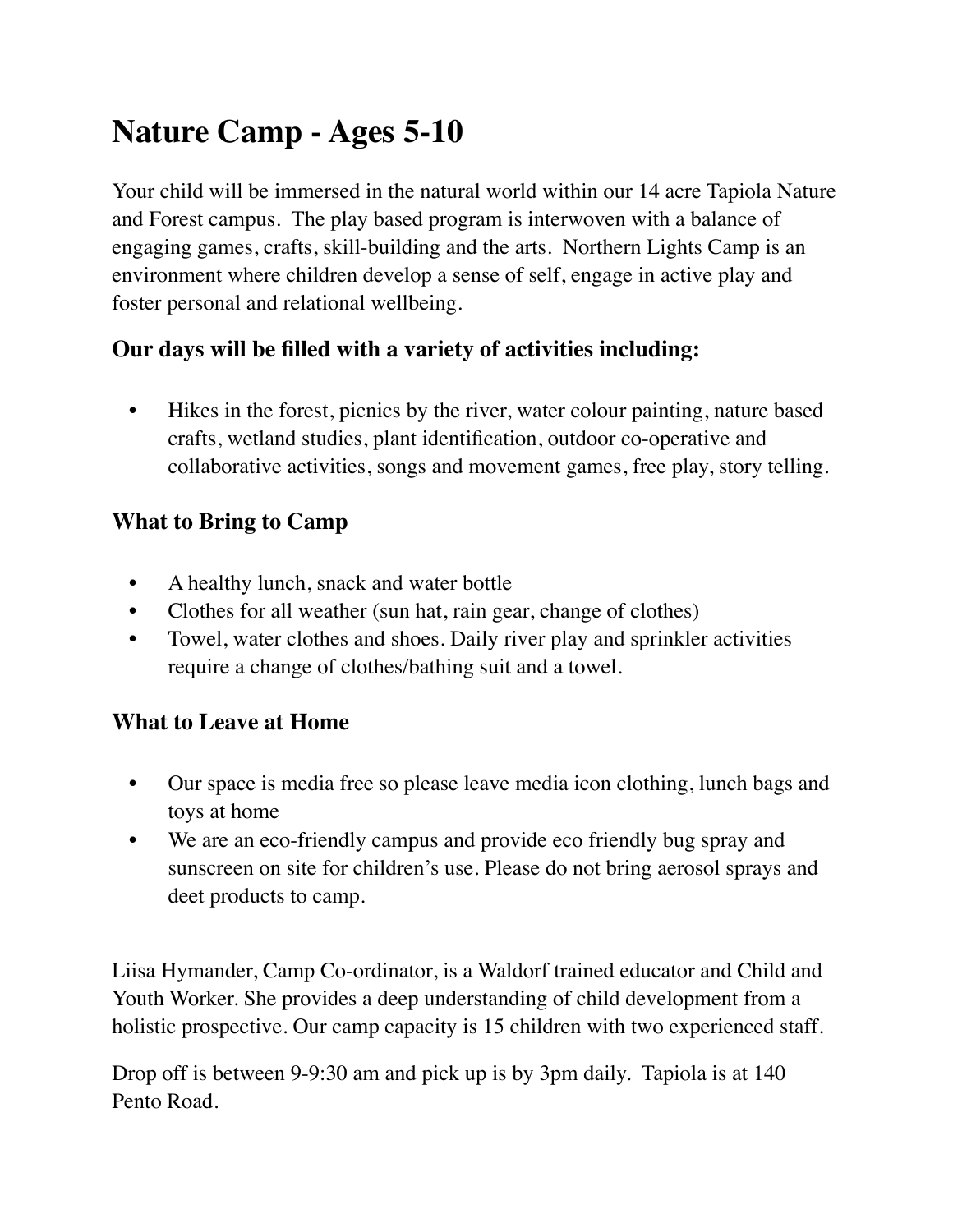# Nature Camp - Ages 5-10

Your child will be immersed in the natural world within our 14 acre Tapiola Nature and Forest campus. The play based program is interwoven with a balance of engaging games, crafts, skill-building and the arts. Northern Lights Camp is an environment where children develop a sense of self, engage in active play and foster personal and relational wellbeing.

### Our days will be filled with a variety of activities including:

- Hikes in the forest, picnics by the river, water colour painting, nature based crafts, wetland studies, plant identification, outdoor co-operative and collaborative activities, songs and movement games, free play, story telling.

### What to Bring to Camp

- A healthy lunch, snack and water bottle
- Clothes for all weather (sun hat, rain gear, change of clothes)
- Towel, water clothes and shoes. Daily river play and sprinkler activities require a change of clothes/bathing suit and a towel.

### What to Leave at Home

- Our space is media free so please leave media icon clothing, lunch bags and toys at home
- We are an eco-friendly campus and provide eco friendly bug spray and sunscreen on site for children's use. Please do not bring aerosol sprays and deet products to camp.

Liisa Hymander, Camp Co-ordinator, is a Waldorf trained educator and Child and Youth Worker. She provides a deep understanding of child development from a holistic prospective. Our camp capacity is 15 children with two experienced staff.

Drop off is between 9-9:30 am and pick up is by 3pm daily. Tapiola is at 140 Pento Road.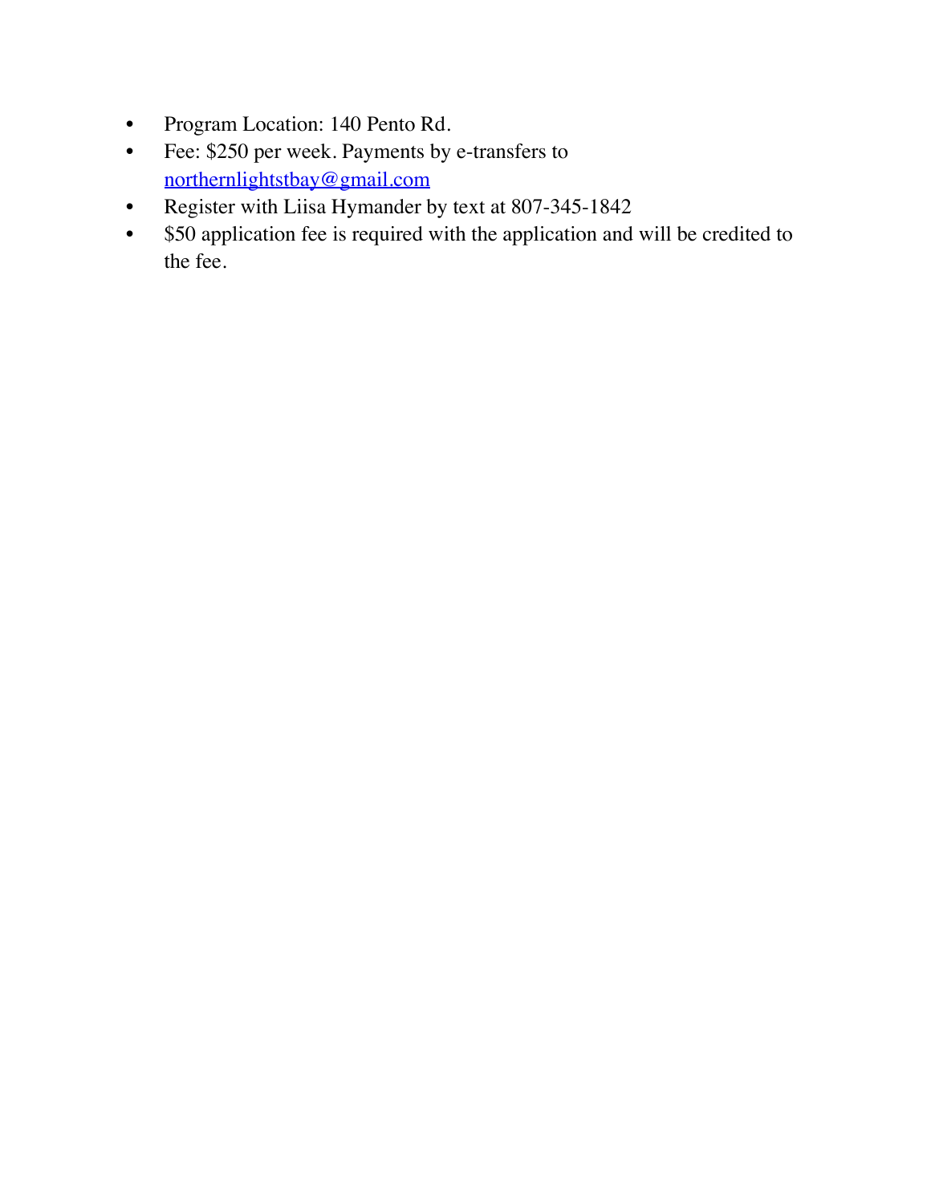- Program Location: 140 Pento Rd.
- Fee: $250 per week. Payments by e-transfers to northernlightstbay@gmail.com
- Register with Liisa Hymander by text at 807-345-1842
- $50 application fee is required with the application and will be credited to the fee.